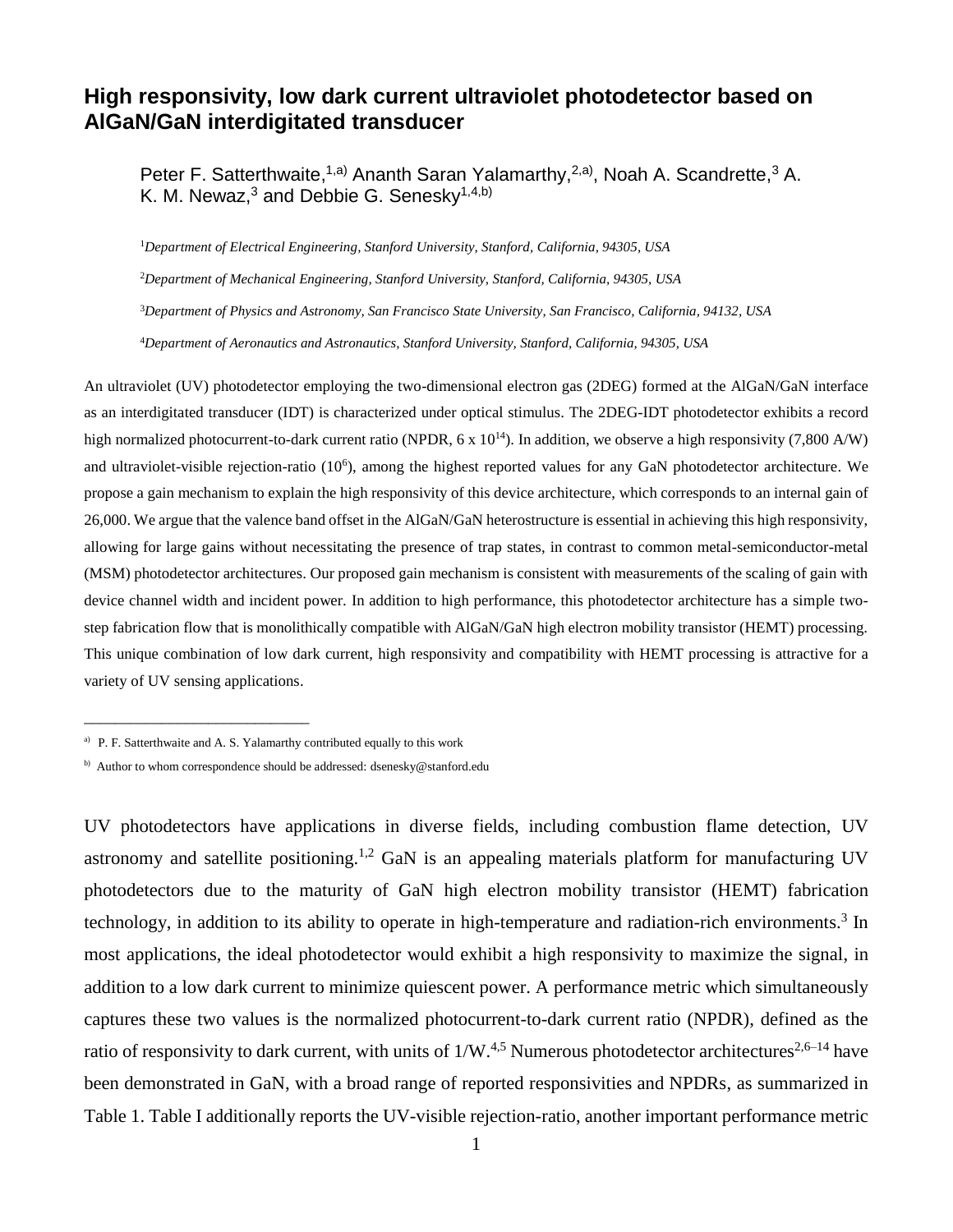# High responsivity, low dark current ultraviolet photodetector based on AlGaN/GaN interdigitated transducer

Peter F. Satterthwaite,[1,a)] Ananth Saran Yalamarthy,[2,a)], Noah A. Scandrette,[3] A. K. M. Newaz,[3] and Debbie G. Senesky[1,4,b)]

[1]*Department of Electrical Engineering, Stanford University, Stanford, California, 94305, USA*

[2]*Department of Mechanical Engineering, Stanford University, Stanford, California, 94305, USA*

[3]*Department of Physics and Astronomy, San Francisco State University, San Francisco, California, 94132, USA*

[4]*Department of Aeronautics and Astronautics, Stanford University, Stanford, California, 94305, USA*

An ultraviolet (UV) photodetector employing the two-dimensional electron gas (2DEG) formed at the AlGaN/GaN interface as an interdigitated transducer (IDT) is characterized under optical stimulus. The 2DEG-IDT photodetector exhibits a record high normalized photocurrent-to-dark current ratio (NPDR, 6 x $10^{14}$). In addition, we observe a high responsivity (7,800 A/W) and ultraviolet-visible rejection-ratio ($10^{6}$), among the highest reported values for any GaN photodetector architecture. We propose a gain mechanism to explain the high responsivity of this device architecture, which corresponds to an internal gain of 26,000. We argue that the valence band offset in the AlGaN/GaN heterostructure is essential in achieving this high responsivity, allowing for large gains without necessitating the presence of trap states, in contrast to common metal-semiconductor-metal (MSM) photodetector architectures. Our proposed gain mechanism is consistent with measurements of the scaling of gain with device channel width and incident power. In addition to high performance, this photodetector architecture has a simple two-step fabrication flow that is monolithically compatible with AlGaN/GaN high electron mobility transistor (HEMT) processing. This unique combination of low dark current, high responsivity and compatibility with HEMT processing is attractive for a variety of UV sensing applications.

---

[a)] P. F. Satterthwaite and A. S. Yalamarthy contributed equally to this work

[b)] Author to whom correspondence should be addressed: dsenesky@stanford.edu

UV photodetectors have applications in diverse fields, including combustion flame detection, UV astronomy and satellite positioning.[1,2] GaN is an appealing materials platform for manufacturing UV photodetectors due to the maturity of GaN high electron mobility transistor (HEMT) fabrication technology, in addition to its ability to operate in high-temperature and radiation-rich environments.[3] In most applications, the ideal photodetector would exhibit a high responsivity to maximize the signal, in addition to a low dark current to minimize quiescent power. A performance metric which simultaneously captures these two values is the normalized photocurrent-to-dark current ratio (NPDR), defined as the ratio of responsivity to dark current, with units of 1/W.[4,5] Numerous photodetector architectures[2,6–14] have been demonstrated in GaN, with a broad range of reported responsivities and NPDRs, as summarized in Table 1. Table I additionally reports the UV-visible rejection-ratio, another important performance metric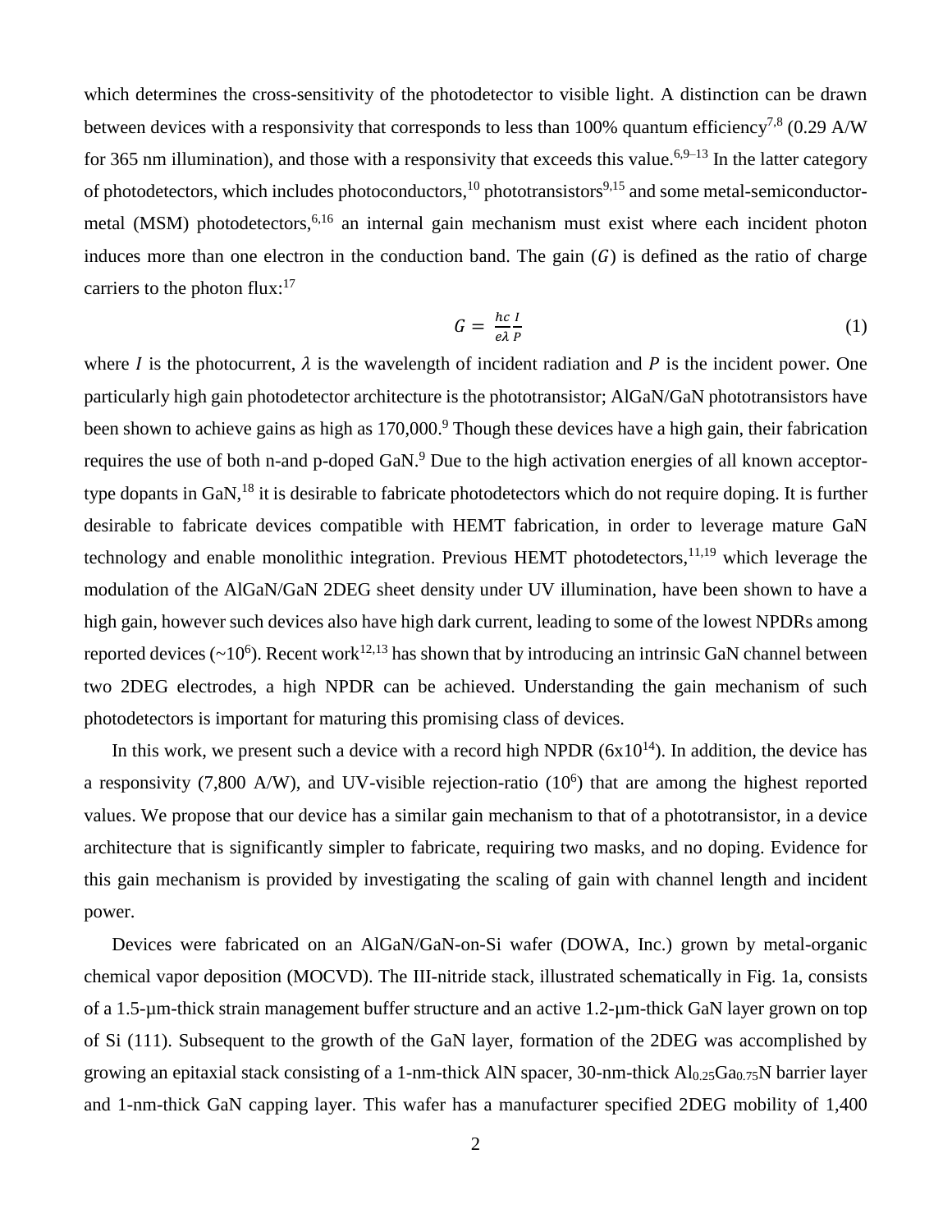which determines the cross-sensitivity of the photodetector to visible light. A distinction can be drawn between devices with a responsivity that corresponds to less than 100% quantum efficiency[7,8] (0.29 A/W for 365 nm illumination), and those with a responsivity that exceeds this value.[6,9–13] In the latter category of photodetectors, which includes photoconductors,[10] phototransistors[9,15] and some metal-semiconductor-metal (MSM) photodetectors,[6,16] an internal gain mechanism must exist where each incident photon induces more than one electron in the conduction band. The gain ($G$) is defined as the ratio of charge carriers to the photon flux:[17]

$$G = \frac{hc}{e\lambda}\frac{I}{P} \tag{1}$$

where $I$ is the photocurrent, $\lambda$ is the wavelength of incident radiation and $P$ is the incident power. One particularly high gain photodetector architecture is the phototransistor; AlGaN/GaN phototransistors have been shown to achieve gains as high as 170,000.[9] Though these devices have a high gain, their fabrication requires the use of both n-and p-doped GaN.[9] Due to the high activation energies of all known acceptor-type dopants in GaN,[18] it is desirable to fabricate photodetectors which do not require doping. It is further desirable to fabricate devices compatible with HEMT fabrication, in order to leverage mature GaN technology and enable monolithic integration. Previous HEMT photodetectors,[11,19] which leverage the modulation of the AlGaN/GaN 2DEG sheet density under UV illumination, have been shown to have a high gain, however such devices also have high dark current, leading to some of the lowest NPDRs among reported devices (~$10^6$). Recent work[12,13] has shown that by introducing an intrinsic GaN channel between two 2DEG electrodes, a high NPDR can be achieved. Understanding the gain mechanism of such photodetectors is important for maturing this promising class of devices.

In this work, we present such a device with a record high NPDR ($6\text{x}10^{14}$). In addition, the device has a responsivity (7,800 A/W), and UV-visible rejection-ratio ($10^6$) that are among the highest reported values. We propose that our device has a similar gain mechanism to that of a phototransistor, in a device architecture that is significantly simpler to fabricate, requiring two masks, and no doping. Evidence for this gain mechanism is provided by investigating the scaling of gain with channel length and incident power.

Devices were fabricated on an AlGaN/GaN-on-Si wafer (DOWA, Inc.) grown by metal-organic chemical vapor deposition (MOCVD). The III-nitride stack, illustrated schematically in Fig. 1a, consists of a 1.5-µm-thick strain management buffer structure and an active 1.2-µm-thick GaN layer grown on top of Si (111). Subsequent to the growth of the GaN layer, formation of the 2DEG was accomplished by growing an epitaxial stack consisting of a 1-nm-thick AlN spacer, 30-nm-thick $Al_{0.25}Ga_{0.75}N$ barrier layer and 1-nm-thick GaN capping layer. This wafer has a manufacturer specified 2DEG mobility of 1,400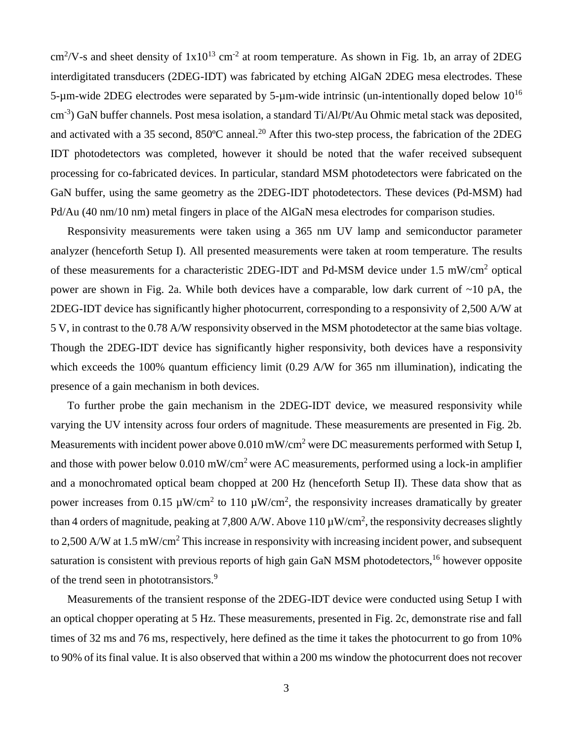$cm^2$/V-s and sheet density of $1x10^{13}$ $cm^{-2}$ at room temperature. As shown in Fig. 1b, an array of 2DEG interdigitated transducers (2DEG-IDT) was fabricated by etching AlGaN 2DEG mesa electrodes. These 5-µm-wide 2DEG electrodes were separated by 5-µm-wide intrinsic (un-intentionally doped below $10^{16}$ $cm^{-3}$) GaN buffer channels. Post mesa isolation, a standard Ti/Al/Pt/Au Ohmic metal stack was deposited, and activated with a 35 second, 850ºC anneal.[20] After this two-step process, the fabrication of the 2DEG IDT photodetectors was completed, however it should be noted that the wafer received subsequent processing for co-fabricated devices. In particular, standard MSM photodetectors were fabricated on the GaN buffer, using the same geometry as the 2DEG-IDT photodetectors. These devices (Pd-MSM) had Pd/Au (40 nm/10 nm) metal fingers in place of the AlGaN mesa electrodes for comparison studies.

Responsivity measurements were taken using a 365 nm UV lamp and semiconductor parameter analyzer (henceforth Setup I). All presented measurements were taken at room temperature. The results of these measurements for a characteristic 2DEG-IDT and Pd-MSM device under 1.5 mW/$cm^2$ optical power are shown in Fig. 2a. While both devices have a comparable, low dark current of ~10 pA, the 2DEG-IDT device has significantly higher photocurrent, corresponding to a responsivity of 2,500 A/W at 5 V, in contrast to the 0.78 A/W responsivity observed in the MSM photodetector at the same bias voltage. Though the 2DEG-IDT device has significantly higher responsivity, both devices have a responsivity which exceeds the 100% quantum efficiency limit (0.29 A/W for 365 nm illumination), indicating the presence of a gain mechanism in both devices.

To further probe the gain mechanism in the 2DEG-IDT device, we measured responsivity while varying the UV intensity across four orders of magnitude. These measurements are presented in Fig. 2b. Measurements with incident power above 0.010 mW/$cm^2$ were DC measurements performed with Setup I, and those with power below 0.010 mW/$cm^2$ were AC measurements, performed using a lock-in amplifier and a monochromated optical beam chopped at 200 Hz (henceforth Setup II). These data show that as power increases from 0.15 µW/$cm^2$ to 110 µW/$cm^2$, the responsivity increases dramatically by greater than 4 orders of magnitude, peaking at 7,800 A/W. Above 110 µW/$cm^2$, the responsivity decreases slightly to 2,500 A/W at 1.5 mW/$cm^2$ This increase in responsivity with increasing incident power, and subsequent saturation is consistent with previous reports of high gain GaN MSM photodetectors,[16] however opposite of the trend seen in phototransistors.[9]

Measurements of the transient response of the 2DEG-IDT device were conducted using Setup I with an optical chopper operating at 5 Hz. These measurements, presented in Fig. 2c, demonstrate rise and fall times of 32 ms and 76 ms, respectively, here defined as the time it takes the photocurrent to go from 10% to 90% of its final value. It is also observed that within a 200 ms window the photocurrent does not recover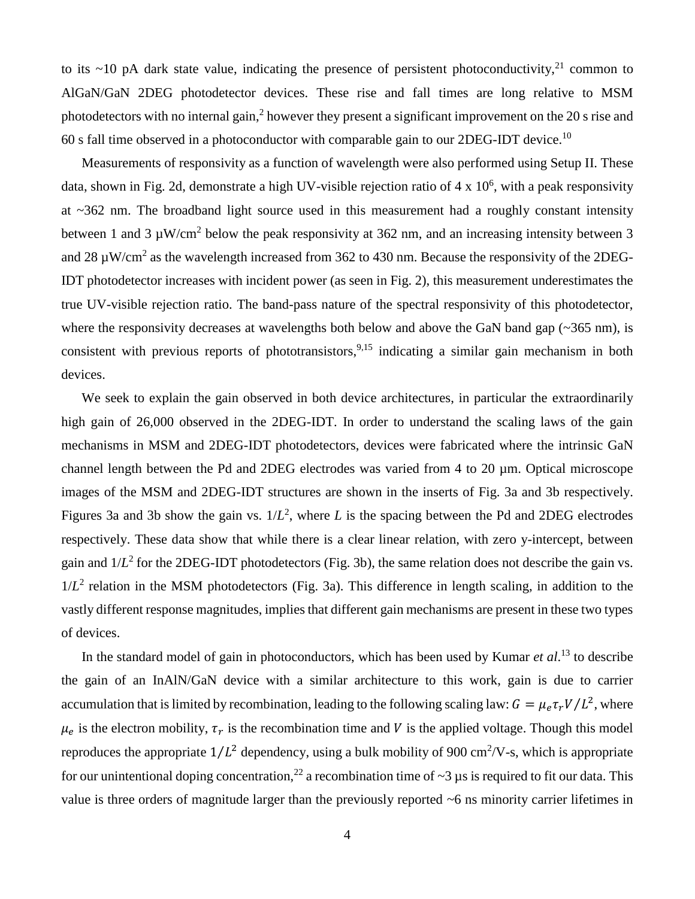to its ~10 pA dark state value, indicating the presence of persistent photoconductivity,[21] common to AlGaN/GaN 2DEG photodetector devices. These rise and fall times are long relative to MSM photodetectors with no internal gain,[2] however they present a significant improvement on the 20 s rise and 60 s fall time observed in a photoconductor with comparable gain to our 2DEG-IDT device.[10]

Measurements of responsivity as a function of wavelength were also performed using Setup II. These data, shown in Fig. 2d, demonstrate a high UV-visible rejection ratio of 4 x $10^6$, with a peak responsivity at ~362 nm. The broadband light source used in this measurement had a roughly constant intensity between 1 and 3 µW/$cm^2$ below the peak responsivity at 362 nm, and an increasing intensity between 3 and 28 µW/$cm^2$ as the wavelength increased from 362 to 430 nm. Because the responsivity of the 2DEG-IDT photodetector increases with incident power (as seen in Fig. 2), this measurement underestimates the true UV-visible rejection ratio. The band-pass nature of the spectral responsivity of this photodetector, where the responsivity decreases at wavelengths both below and above the GaN band gap (~365 nm), is consistent with previous reports of phototransistors,[9,15] indicating a similar gain mechanism in both devices.

We seek to explain the gain observed in both device architectures, in particular the extraordinarily high gain of 26,000 observed in the 2DEG-IDT. In order to understand the scaling laws of the gain mechanisms in MSM and 2DEG-IDT photodetectors, devices were fabricated where the intrinsic GaN channel length between the Pd and 2DEG electrodes was varied from 4 to 20 µm. Optical microscope images of the MSM and 2DEG-IDT structures are shown in the inserts of Fig. 3a and 3b respectively. Figures 3a and 3b show the gain vs. $1/L^2$, where $L$ is the spacing between the Pd and 2DEG electrodes respectively. These data show that while there is a clear linear relation, with zero y-intercept, between gain and $1/L^2$ for the 2DEG-IDT photodetectors (Fig. 3b), the same relation does not describe the gain vs. $1/L^2$ relation in the MSM photodetectors (Fig. 3a). This difference in length scaling, in addition to the vastly different response magnitudes, implies that different gain mechanisms are present in these two types of devices.

In the standard model of gain in photoconductors, which has been used by Kumar *et al.*[13] to describe the gain of an InAlN/GaN device with a similar architecture to this work, gain is due to carrier accumulation that is limited by recombination, leading to the following scaling law: $G = \mu_e \tau_r V/L^2$, where $\mu_e$ is the electron mobility, $\tau_r$ is the recombination time and $V$ is the applied voltage. Though this model reproduces the appropriate $1/L^2$ dependency, using a bulk mobility of 900 $cm^2$/V-s, which is appropriate for our unintentional doping concentration,[22] a recombination time of ~3 µs is required to fit our data. This value is three orders of magnitude larger than the previously reported ~6 ns minority carrier lifetimes in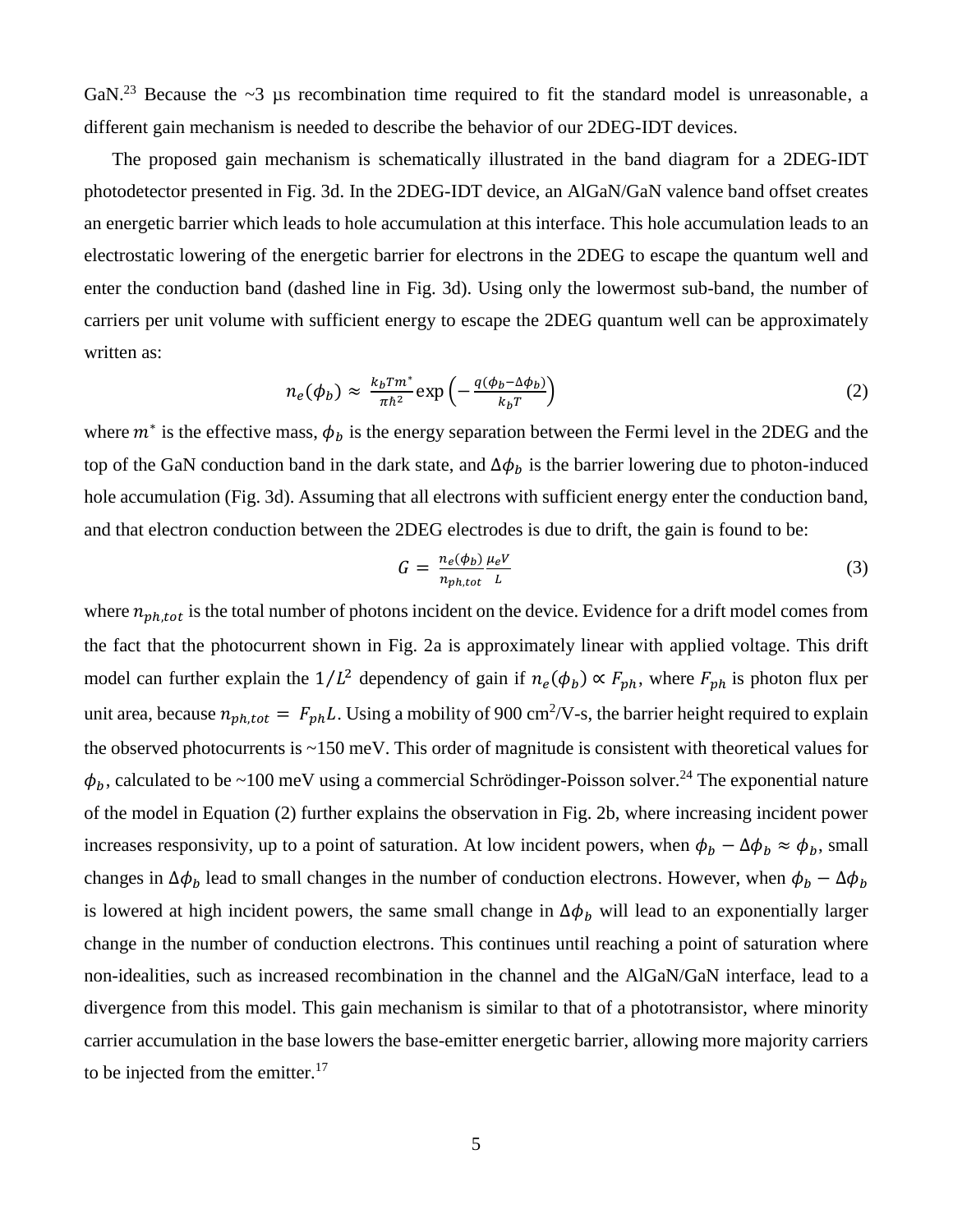GaN.[23] Because the ~3 μs recombination time required to fit the standard model is unreasonable, a different gain mechanism is needed to describe the behavior of our 2DEG-IDT devices.

The proposed gain mechanism is schematically illustrated in the band diagram for a 2DEG-IDT photodetector presented in Fig. 3d. In the 2DEG-IDT device, an AlGaN/GaN valence band offset creates an energetic barrier which leads to hole accumulation at this interface. This hole accumulation leads to an electrostatic lowering of the energetic barrier for electrons in the 2DEG to escape the quantum well and enter the conduction band (dashed line in Fig. 3d). Using only the lowermost sub-band, the number of carriers per unit volume with sufficient energy to escape the 2DEG quantum well can be approximately written as:

$$n_e(\phi_b) \approx \frac{k_b T m^*}{\pi \hbar^2} \exp\left(-\frac{q(\phi_b - \Delta\phi_b)}{k_b T}\right) \tag{2}$$

where $m^*$ is the effective mass, $\phi_b$ is the energy separation between the Fermi level in the 2DEG and the top of the GaN conduction band in the dark state, and $\Delta\phi_b$ is the barrier lowering due to photon-induced hole accumulation (Fig. 3d). Assuming that all electrons with sufficient energy enter the conduction band, and that electron conduction between the 2DEG electrodes is due to drift, the gain is found to be:

$$G = \frac{n_e(\phi_b)}{n_{ph,tot}} \frac{\mu_e V}{L} \tag{3}$$

where $n_{ph,tot}$ is the total number of photons incident on the device. Evidence for a drift model comes from the fact that the photocurrent shown in Fig. 2a is approximately linear with applied voltage. This drift model can further explain the $1/L^2$ dependency of gain if $n_e(\phi_b) \propto F_{ph}$, where $F_{ph}$ is photon flux per unit area, because $n_{ph,tot} = F_{ph}L$. Using a mobility of 900 cm$^2$/V-s, the barrier height required to explain the observed photocurrents is ~150 meV. This order of magnitude is consistent with theoretical values for $\phi_b$, calculated to be ~100 meV using a commercial Schrödinger-Poisson solver.[24] The exponential nature of the model in Equation (2) further explains the observation in Fig. 2b, where increasing incident power increases responsivity, up to a point of saturation. At low incident powers, when $\phi_b - \Delta\phi_b \approx \phi_b$, small changes in $\Delta\phi_b$ lead to small changes in the number of conduction electrons. However, when $\phi_b - \Delta\phi_b$ is lowered at high incident powers, the same small change in $\Delta\phi_b$ will lead to an exponentially larger change in the number of conduction electrons. This continues until reaching a point of saturation where non-idealities, such as increased recombination in the channel and the AlGaN/GaN interface, lead to a divergence from this model. This gain mechanism is similar to that of a phototransistor, where minority carrier accumulation in the base lowers the base-emitter energetic barrier, allowing more majority carriers to be injected from the emitter.[17]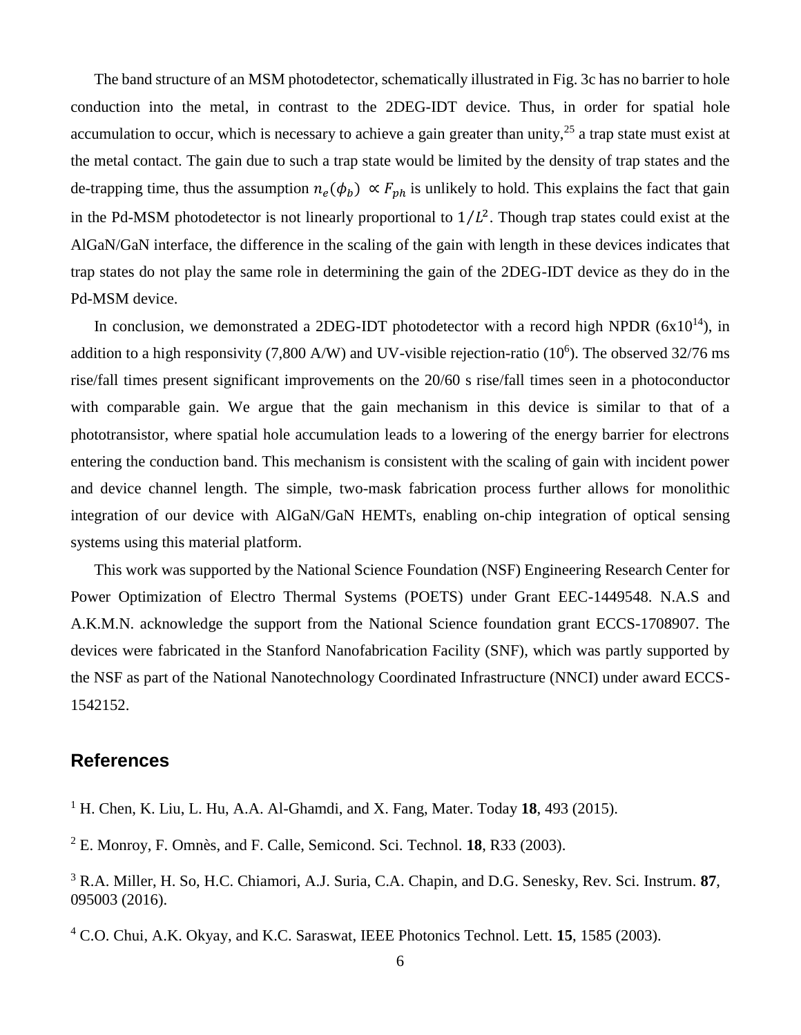The band structure of an MSM photodetector, schematically illustrated in Fig. 3c has no barrier to hole conduction into the metal, in contrast to the 2DEG-IDT device. Thus, in order for spatial hole accumulation to occur, which is necessary to achieve a gain greater than unity,[25] a trap state must exist at the metal contact. The gain due to such a trap state would be limited by the density of trap states and the de-trapping time, thus the assumption $n_e(\phi_b) \propto F_{ph}$ is unlikely to hold. This explains the fact that gain in the Pd-MSM photodetector is not linearly proportional to $1/L^2$. Though trap states could exist at the AlGaN/GaN interface, the difference in the scaling of the gain with length in these devices indicates that trap states do not play the same role in determining the gain of the 2DEG-IDT device as they do in the Pd-MSM device.

In conclusion, we demonstrated a 2DEG-IDT photodetector with a record high NPDR ($6\text{x}10^{14}$), in addition to a high responsivity (7,800 A/W) and UV-visible rejection-ratio ($10^6$). The observed 32/76 ms rise/fall times present significant improvements on the 20/60 s rise/fall times seen in a photoconductor with comparable gain. We argue that the gain mechanism in this device is similar to that of a phototransistor, where spatial hole accumulation leads to a lowering of the energy barrier for electrons entering the conduction band. This mechanism is consistent with the scaling of gain with incident power and device channel length. The simple, two-mask fabrication process further allows for monolithic integration of our device with AlGaN/GaN HEMTs, enabling on-chip integration of optical sensing systems using this material platform.

This work was supported by the National Science Foundation (NSF) Engineering Research Center for Power Optimization of Electro Thermal Systems (POETS) under Grant EEC-1449548. N.A.S and A.K.M.N. acknowledge the support from the National Science foundation grant ECCS-1708907. The devices were fabricated in the Stanford Nanofabrication Facility (SNF), which was partly supported by the NSF as part of the National Nanotechnology Coordinated Infrastructure (NNCI) under award ECCS-1542152.

## References

[1] H. Chen, K. Liu, L. Hu, A.A. Al-Ghamdi, and X. Fang, Mater. Today **18**, 493 (2015).

[2] E. Monroy, F. Omnès, and F. Calle, Semicond. Sci. Technol. **18**, R33 (2003).

[3] R.A. Miller, H. So, H.C. Chiamori, A.J. Suria, C.A. Chapin, and D.G. Senesky, Rev. Sci. Instrum. **87**, 095003 (2016).

[4] C.O. Chui, A.K. Okyay, and K.C. Saraswat, IEEE Photonics Technol. Lett. **15**, 1585 (2003).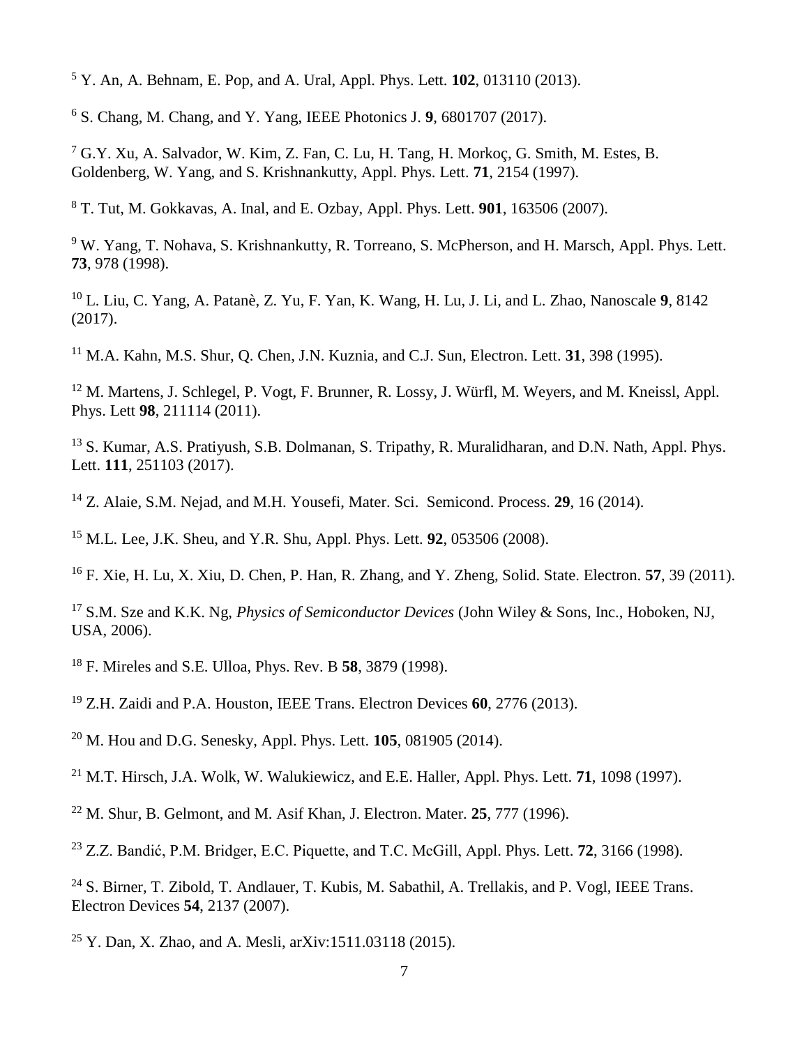[5] Y. An, A. Behnam, E. Pop, and A. Ural, Appl. Phys. Lett. **102**, 013110 (2013).

[6] S. Chang, M. Chang, and Y. Yang, IEEE Photonics J. **9**, 6801707 (2017).

[7] G.Y. Xu, A. Salvador, W. Kim, Z. Fan, C. Lu, H. Tang, H. Morkoç, G. Smith, M. Estes, B. Goldenberg, W. Yang, and S. Krishnankutty, Appl. Phys. Lett. **71**, 2154 (1997).

[8] T. Tut, M. Gokkavas, A. Inal, and E. Ozbay, Appl. Phys. Lett. **901**, 163506 (2007).

[9] W. Yang, T. Nohava, S. Krishnankutty, R. Torreano, S. McPherson, and H. Marsch, Appl. Phys. Lett. **73**, 978 (1998).

[10] L. Liu, C. Yang, A. Patanè, Z. Yu, F. Yan, K. Wang, H. Lu, J. Li, and L. Zhao, Nanoscale **9**, 8142 (2017).

[11] M.A. Kahn, M.S. Shur, Q. Chen, J.N. Kuznia, and C.J. Sun, Electron. Lett. **31**, 398 (1995).

[12] M. Martens, J. Schlegel, P. Vogt, F. Brunner, R. Lossy, J. Würfl, M. Weyers, and M. Kneissl, Appl. Phys. Lett **98**, 211114 (2011).

[13] S. Kumar, A.S. Pratiyush, S.B. Dolmanan, S. Tripathy, R. Muralidharan, and D.N. Nath, Appl. Phys. Lett. **111**, 251103 (2017).

[14] Z. Alaie, S.M. Nejad, and M.H. Yousefi, Mater. Sci. Semicond. Process. **29**, 16 (2014).

[15] M.L. Lee, J.K. Sheu, and Y.R. Shu, Appl. Phys. Lett. **92**, 053506 (2008).

[16] F. Xie, H. Lu, X. Xiu, D. Chen, P. Han, R. Zhang, and Y. Zheng, Solid. State. Electron. **57**, 39 (2011).

[17] S.M. Sze and K.K. Ng, *Physics of Semiconductor Devices* (John Wiley & Sons, Inc., Hoboken, NJ, USA, 2006).

[18] F. Mireles and S.E. Ulloa, Phys. Rev. B **58**, 3879 (1998).

[19] Z.H. Zaidi and P.A. Houston, IEEE Trans. Electron Devices **60**, 2776 (2013).

[20] M. Hou and D.G. Senesky, Appl. Phys. Lett. **105**, 081905 (2014).

[21] M.T. Hirsch, J.A. Wolk, W. Walukiewicz, and E.E. Haller, Appl. Phys. Lett. **71**, 1098 (1997).

[22] M. Shur, B. Gelmont, and M. Asif Khan, J. Electron. Mater. **25**, 777 (1996).

[23] Z.Z. Bandić, P.M. Bridger, E.C. Piquette, and T.C. McGill, Appl. Phys. Lett. **72**, 3166 (1998).

[24] S. Birner, T. Zibold, T. Andlauer, T. Kubis, M. Sabathil, A. Trellakis, and P. Vogl, IEEE Trans. Electron Devices **54**, 2137 (2007).

[25] Y. Dan, X. Zhao, and A. Mesli, arXiv:1511.03118 (2015).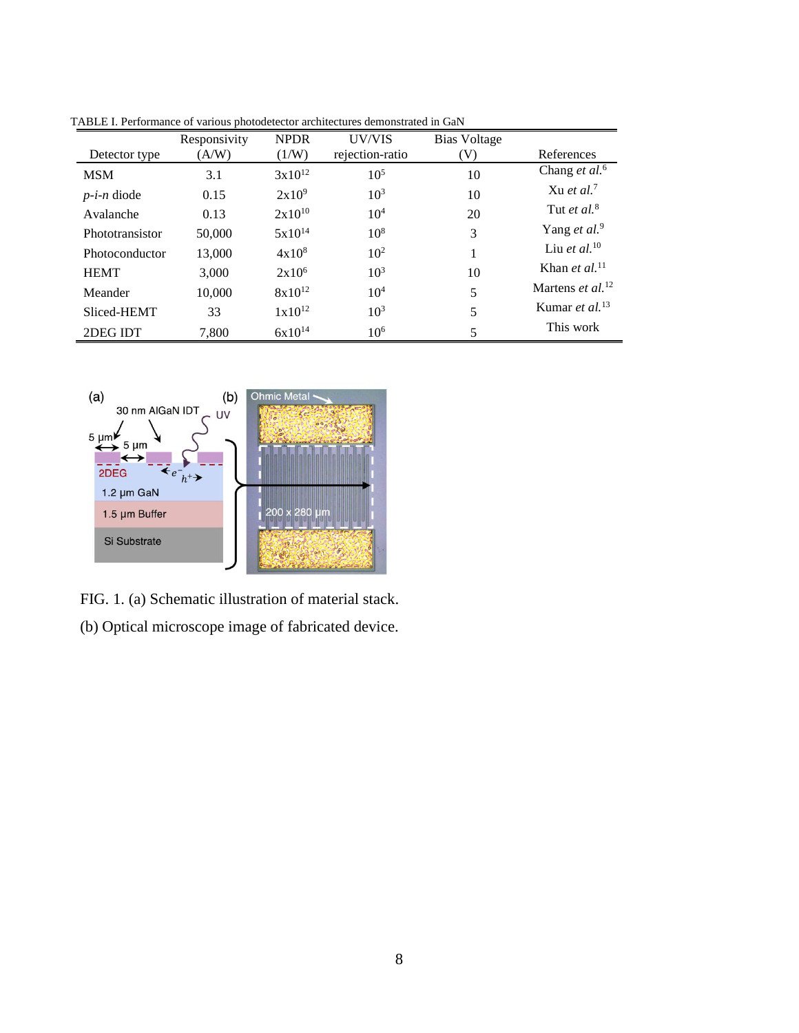TABLE I. Performance of various photodetector architectures demonstrated in GaN

| Detector type | Responsivity (A/W) | NPDR (1/W) | UV/VIS rejection-ratio | Bias Voltage (V) | References |
|---|---|---|---|---|---|
| MSM | 3.1 | $3x10^{12}$ | $10^5$ | 10 | Chang *et al.*[6] |
| *p-i-n* diode | 0.15 | $2x10^9$ | $10^3$ | 10 | Xu *et al.*[7] |
| Avalanche | 0.13 | $2x10^{10}$ | $10^4$ | 20 | Tut *et al.*[8] |
| Phototransistor | 50,000 | $5x10^{14}$ | $10^8$ | 3 | Yang *et al.*[9] |
| Photoconductor | 13,000 | $4x10^8$ | $10^2$ | 1 | Liu *et al.*[10] |
| HEMT | 3,000 | $2x10^6$ | $10^3$ | 10 | Khan *et al.*[11] |
| Meander | 10,000 | $8x10^{12}$ | $10^4$ | 5 | Martens *et al.*[12] |
| Sliced-HEMT | 33 | $1x10^{12}$ | $10^3$ | 5 | Kumar *et al.*[13] |
| 2DEG IDT | 7,800 | $6x10^{14}$ | $10^6$ | 5 | This work |

FIG. 1. (a) Schematic illustration of material stack.

(b) Optical microscope image of fabricated device.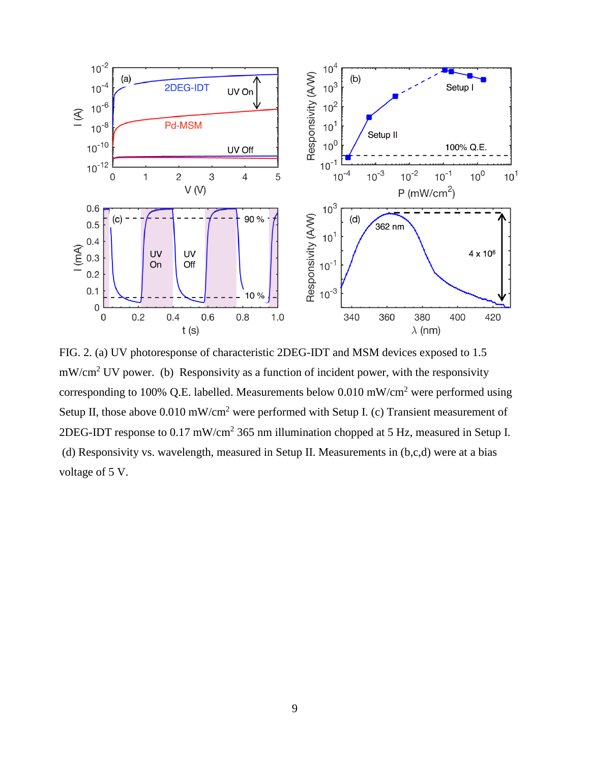FIG. 2. (a) UV photoresponse of characteristic 2DEG-IDT and MSM devices exposed to 1.5 $mW/cm^2$ UV power. (b) Responsivity as a function of incident power, with the responsivity corresponding to 100% Q.E. labelled. Measurements below 0.010 $mW/cm^2$ were performed using Setup II, those above 0.010 $mW/cm^2$ were performed with Setup I. (c) Transient measurement of 2DEG-IDT response to 0.17 $mW/cm^2$ 365 nm illumination chopped at 5 Hz, measured in Setup I. (d) Responsivity vs. wavelength, measured in Setup II. Measurements in (b,c,d) were at a bias voltage of 5 V.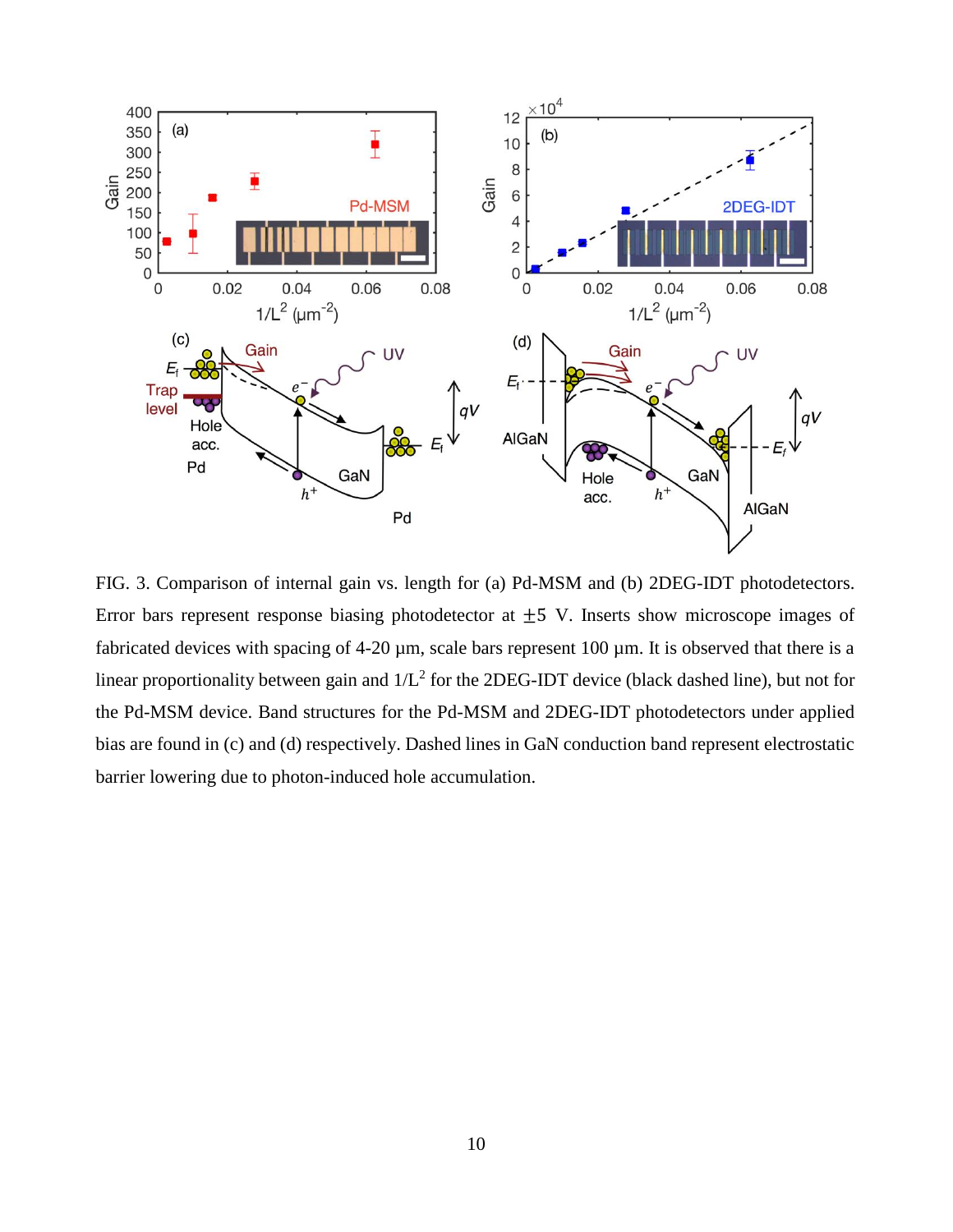(a)

Gain

400
350
300
250
200
150
100
50
0

0 0.02 0.04 0.06 0.08

$1/L^2$ ($\mu m^{-2}$)

Pd-MSM

(b)

Gain

$\times 10^4$

12
10
8
6
4
2
0

0 0.02 0.04 0.06 0.08

$1/L^2$ ($\mu m^{-2}$)

2DEG-IDT

(c)

$E_f$

Trap level

Hole acc.

Pd

Gain

UV

$e^-$

$qV$

$E_f$

GaN

$h^+$

Pd

(d)

$E_f$

AlGaN

Gain

UV

$e^-$

$qV$

$E_f$

Hole acc.

GaN

$h^+$

AlGaN

FIG. 3. Comparison of internal gain vs. length for (a) Pd-MSM and (b) 2DEG-IDT photodetectors. Error bars represent response biasing photodetector at $\pm 5$ V. Inserts show microscope images of fabricated devices with spacing of 4-20 μm, scale bars represent 100 μm. It is observed that there is a linear proportionality between gain and $1/L^2$ for the 2DEG-IDT device (black dashed line), but not for the Pd-MSM device. Band structures for the Pd-MSM and 2DEG-IDT photodetectors under applied bias are found in (c) and (d) respectively. Dashed lines in GaN conduction band represent electrostatic barrier lowering due to photon-induced hole accumulation.